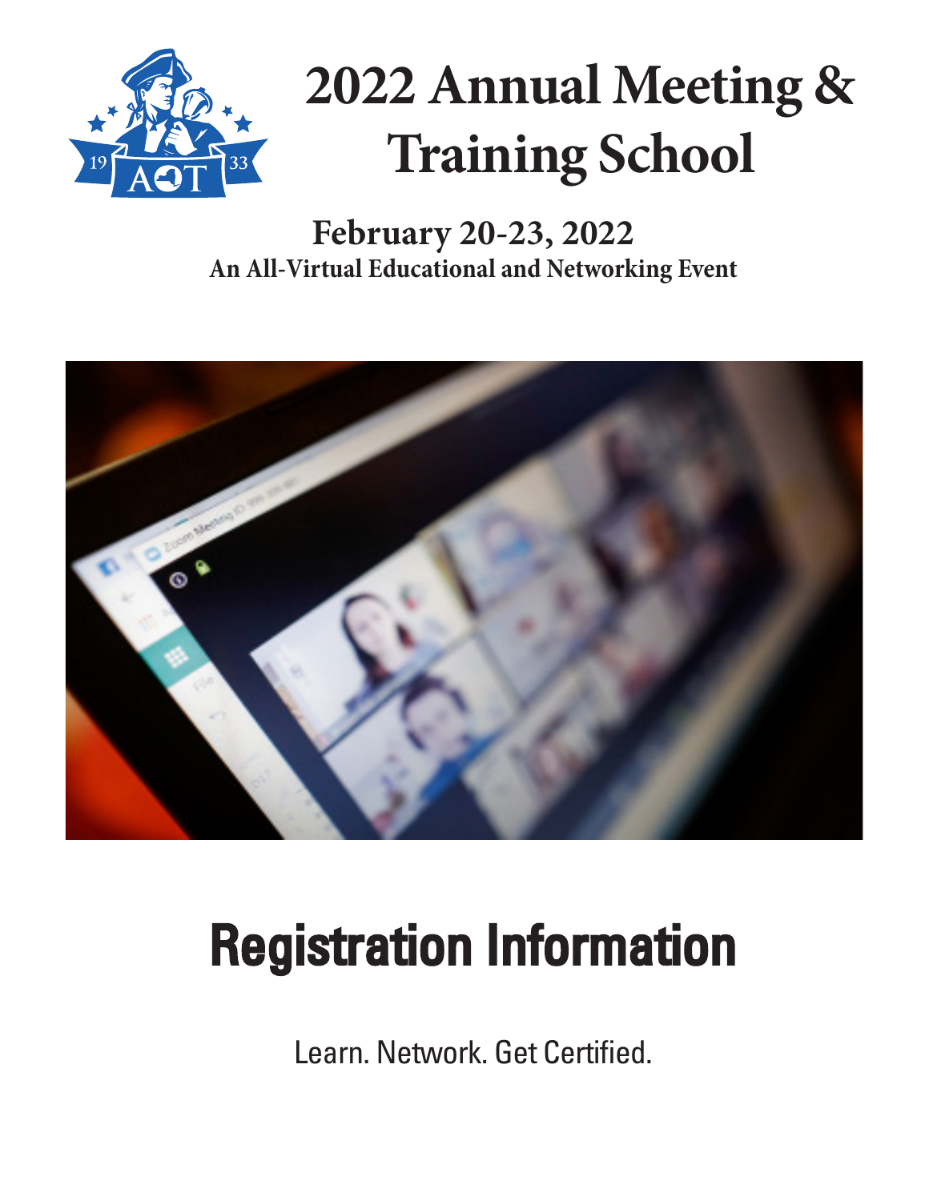# 2022 Annual Meeting & Training School

**February 20-23, 2022**

**An All-Virtual Educational and Networking Event**

# Registration Information

Learn. Network. Get Certified.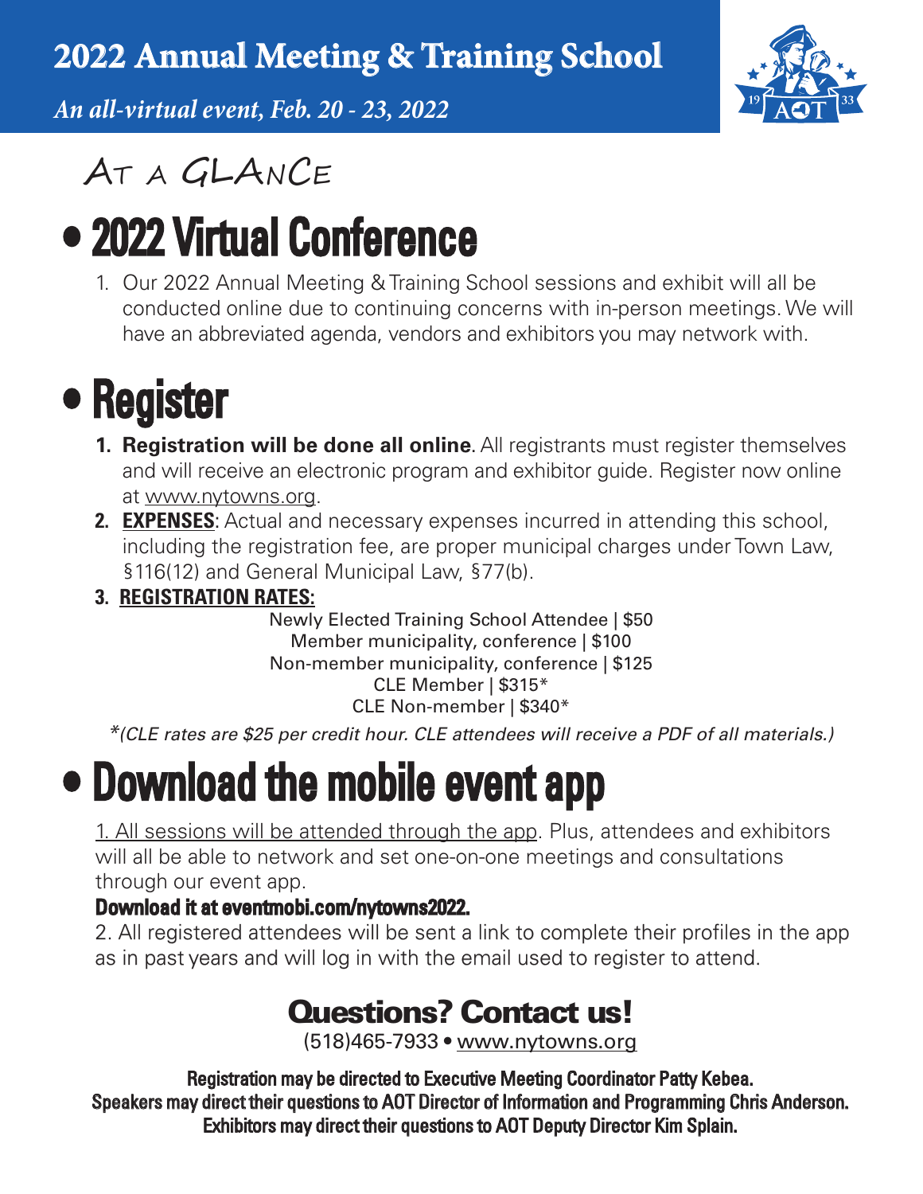# 2022 Annual Meeting & Training School

*An all-virtual event, Feb. 20 - 23, 2022*

## AT A GLANCE

## • 2022 Virtual Conference

1. Our 2022 Annual Meeting & Training School sessions and exhibit will all be conducted online due to continuing concerns with in-person meetings. We will have an abbreviated agenda, vendors and exhibitors you may network with.

## • Register

1. **Registration will be done all online**. All registrants must register themselves and will receive an electronic program and exhibitor guide. Register now online at www.nytowns.org.
2. **EXPENSES**: Actual and necessary expenses incurred in attending this school, including the registration fee, are proper municipal charges under Town Law, §116(12) and General Municipal Law, §77(b).
3. **REGISTRATION RATES:**

Newly Elected Training School Attendee | $50
Member municipality, conference | $100
Non-member municipality, conference | $125
CLE Member | $315*
CLE Non-member | $340*

*\*(CLE rates are $25 per credit hour. CLE attendees will receive a PDF of all materials.)*

## • Download the mobile event app

1. All sessions will be attended through the app. Plus, attendees and exhibitors will all be able to network and set one-on-one meetings and consultations through our event app.

**Download it at eventmobi.com/nytowns2022.**

2. All registered attendees will be sent a link to complete their profiles in the app as in past years and will log in with the email used to register to attend.

### Questions? Contact us!

(518)465-7933 • www.nytowns.org

**Registration may be directed to Executive Meeting Coordinator Patty Kebea.**
**Speakers may direct their questions to AOT Director of Information and Programming Chris Anderson.**
**Exhibitors may direct their questions to AOT Deputy Director Kim Splain.**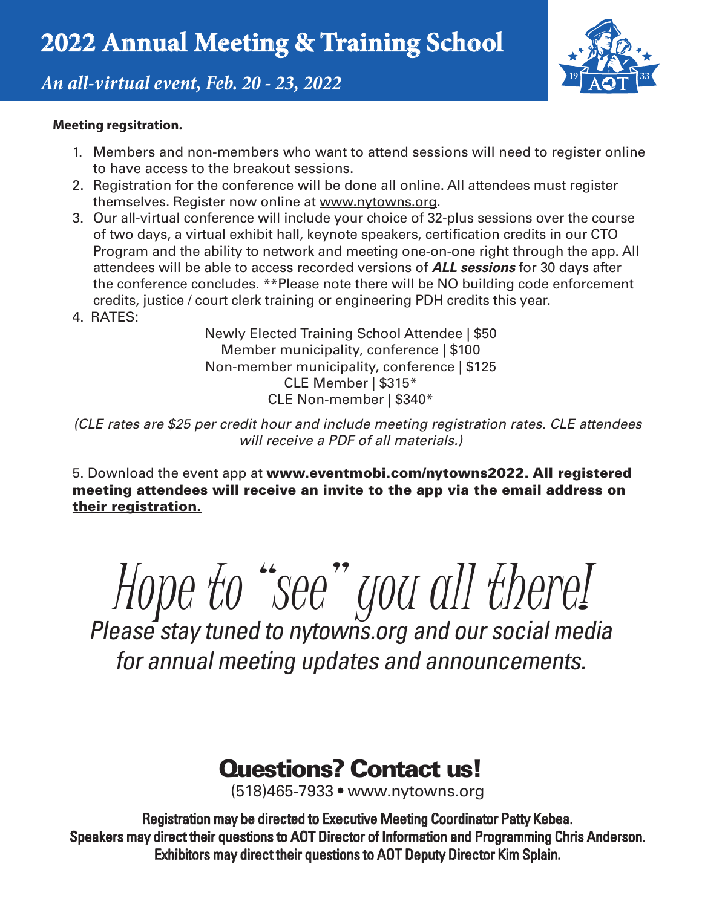# 2022 Annual Meeting & Training School

*An all-virtual event, Feb. 20 - 23, 2022*

**Meeting regsitration.**

1. Members and non-members who want to attend sessions will need to register online to have access to the breakout sessions.
2. Registration for the conference will be done all online. All attendees must register themselves. Register now online at www.nytowns.org.
3. Our all-virtual conference will include your choice of 32-plus sessions over the course of two days, a virtual exhibit hall, keynote speakers, certification credits in our CTO Program and the ability to network and meeting one-on-one right through the app. All attendees will be able to access recorded versions of ***ALL sessions*** for 30 days after the conference concludes. **Please note there will be NO building code enforcement credits, justice / court clerk training or engineering PDH credits this year.
4. RATES:

Newly Elected Training School Attendee | $50
Member municipality, conference | $100
Non-member municipality, conference | $125
CLE Member | $315*
CLE Non-member | $340*

*(CLE rates are $25 per credit hour and include meeting registration rates. CLE attendees will receive a PDF of all materials.)*

5. Download the event app at **www.eventmobi.com/nytowns2022.** **All registered meeting attendees will receive an invite to the app via the email address on their registration.**

*Hope to "see" you all there!*

*Please stay tuned to nytowns.org and our social media for annual meeting updates and announcements.*

## Questions? Contact us!

(518)465-7933 • www.nytowns.org

**Registration may be directed to Executive Meeting Coordinator Patty Kebea.**
**Speakers may direct their questions to AOT Director of Information and Programming Chris Anderson.**
**Exhibitors may direct their questions to AOT Deputy Director Kim Splain.**